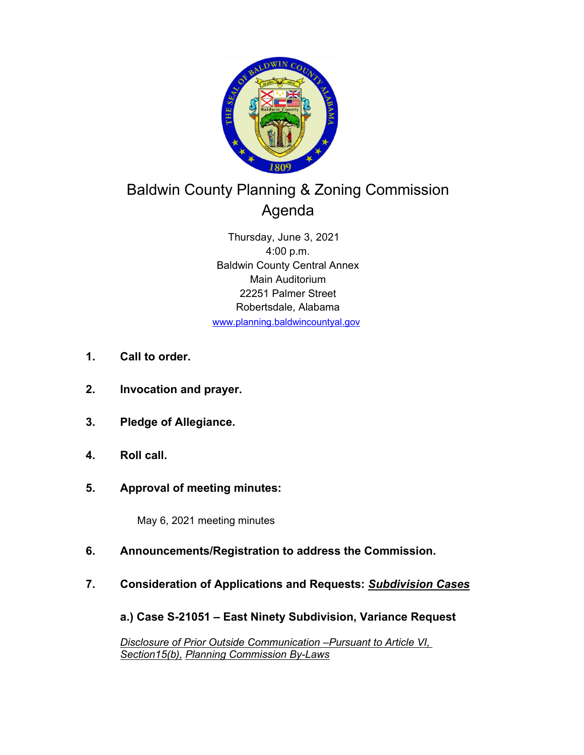# Baldwin County Planning & Zoning Commission Agenda

Thursday, June 3, 2021
4:00 p.m.
Baldwin County Central Annex
Main Auditorium
22251 Palmer Street
Robertsdale, Alabama
www.planning.baldwincountyal.gov

1. **Call to order.**

2. **Invocation and prayer.**

3. **Pledge of Allegiance.**

4. **Roll call.**

5. **Approval of meeting minutes:**

   May 6, 2021 meeting minutes

6. **Announcements/Registration to address the Commission.**

7. **Consideration of Applications and Requests: *Subdivision Cases***

   **a.) Case S-21051 – East Ninety Subdivision, Variance Request**

   *Disclosure of Prior Outside Communication –Pursuant to Article VI, Section15(b), Planning Commission By-Laws*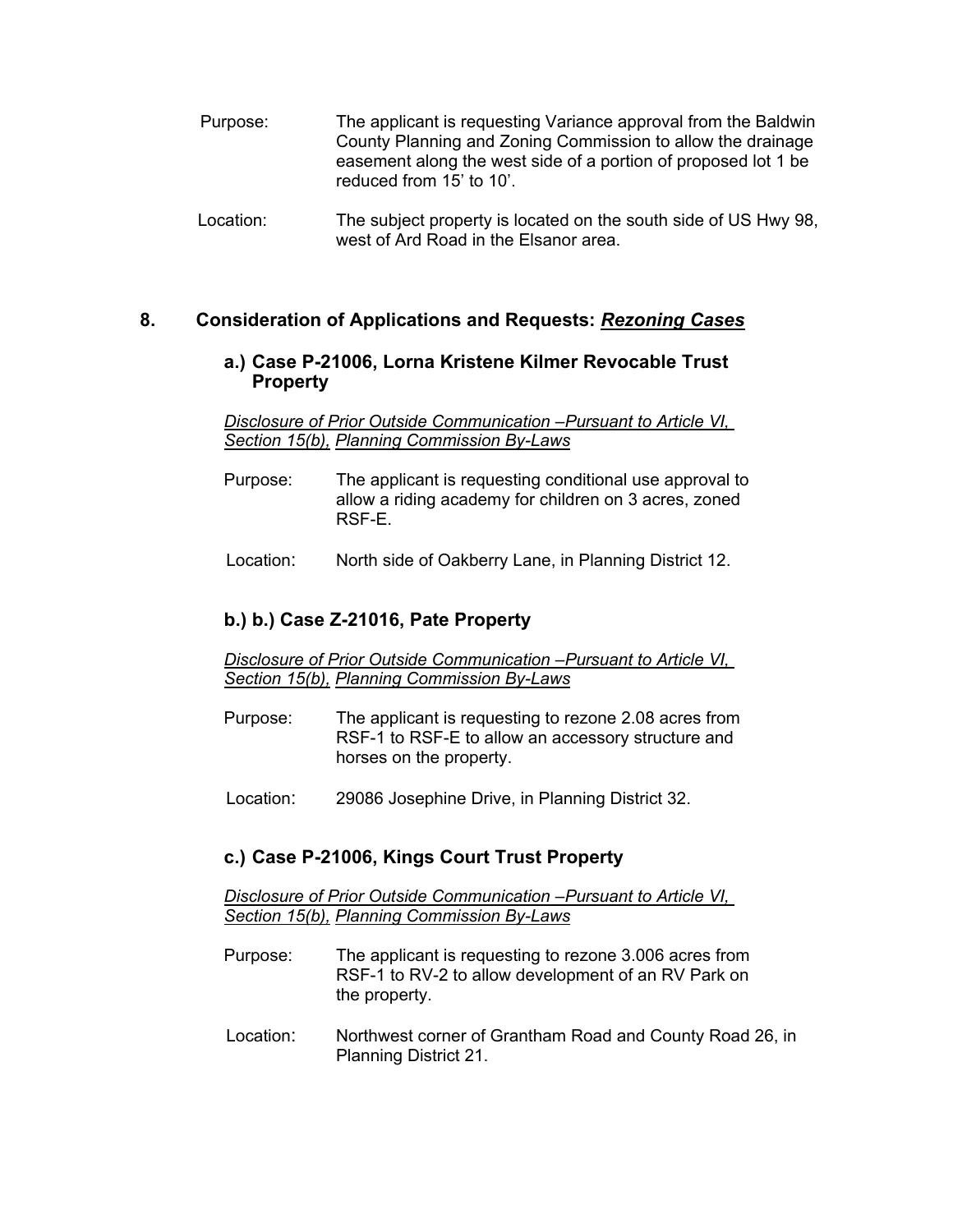Purpose: The applicant is requesting Variance approval from the Baldwin County Planning and Zoning Commission to allow the drainage easement along the west side of a portion of proposed lot 1 be reduced from 15' to 10'.

Location: The subject property is located on the south side of US Hwy 98, west of Ard Road in the Elsanor area.

## 8. Consideration of Applications and Requests: ***Rezoning Cases***

### a.) Case P-21006, Lorna Kristene Kilmer Revocable Trust Property

*Disclosure of Prior Outside Communication –Pursuant to Article VI, Section 15(b), Planning Commission By-Laws*

Purpose: The applicant is requesting conditional use approval to allow a riding academy for children on 3 acres, zoned RSF-E.

Location: North side of Oakberry Lane, in Planning District 12.

### b.) b.) Case Z-21016, Pate Property

*Disclosure of Prior Outside Communication –Pursuant to Article VI, Section 15(b), Planning Commission By-Laws*

Purpose: The applicant is requesting to rezone 2.08 acres from RSF-1 to RSF-E to allow an accessory structure and horses on the property.

Location: 29086 Josephine Drive, in Planning District 32.

### c.) Case P-21006, Kings Court Trust Property

*Disclosure of Prior Outside Communication –Pursuant to Article VI, Section 15(b), Planning Commission By-Laws*

Purpose: The applicant is requesting to rezone 3.006 acres from RSF-1 to RV-2 to allow development of an RV Park on the property.

Location: Northwest corner of Grantham Road and County Road 26, in Planning District 21.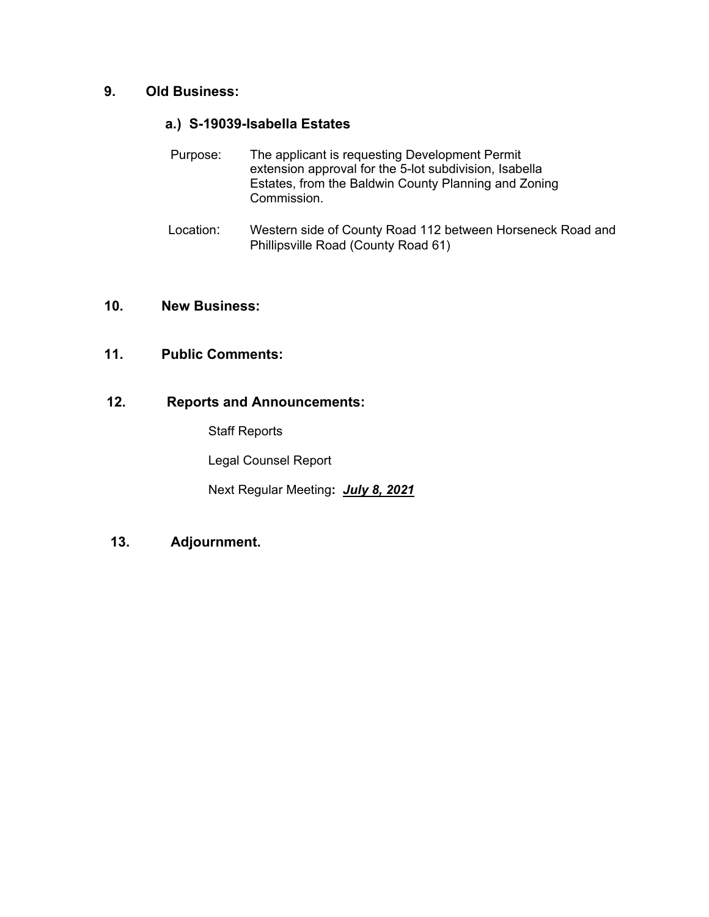## 9. Old Business:

### a.) S-19039-Isabella Estates

Purpose: The applicant is requesting Development Permit extension approval for the 5-lot subdivision, Isabella Estates, from the Baldwin County Planning and Zoning Commission.

Location: Western side of County Road 112 between Horseneck Road and Phillipsville Road (County Road 61)

## 10. New Business:

## 11. Public Comments:

## 12. Reports and Announcements:

Staff Reports

Legal Counsel Report

Next Regular Meeting**:** ***July 8, 2021***

## 13. Adjournment.